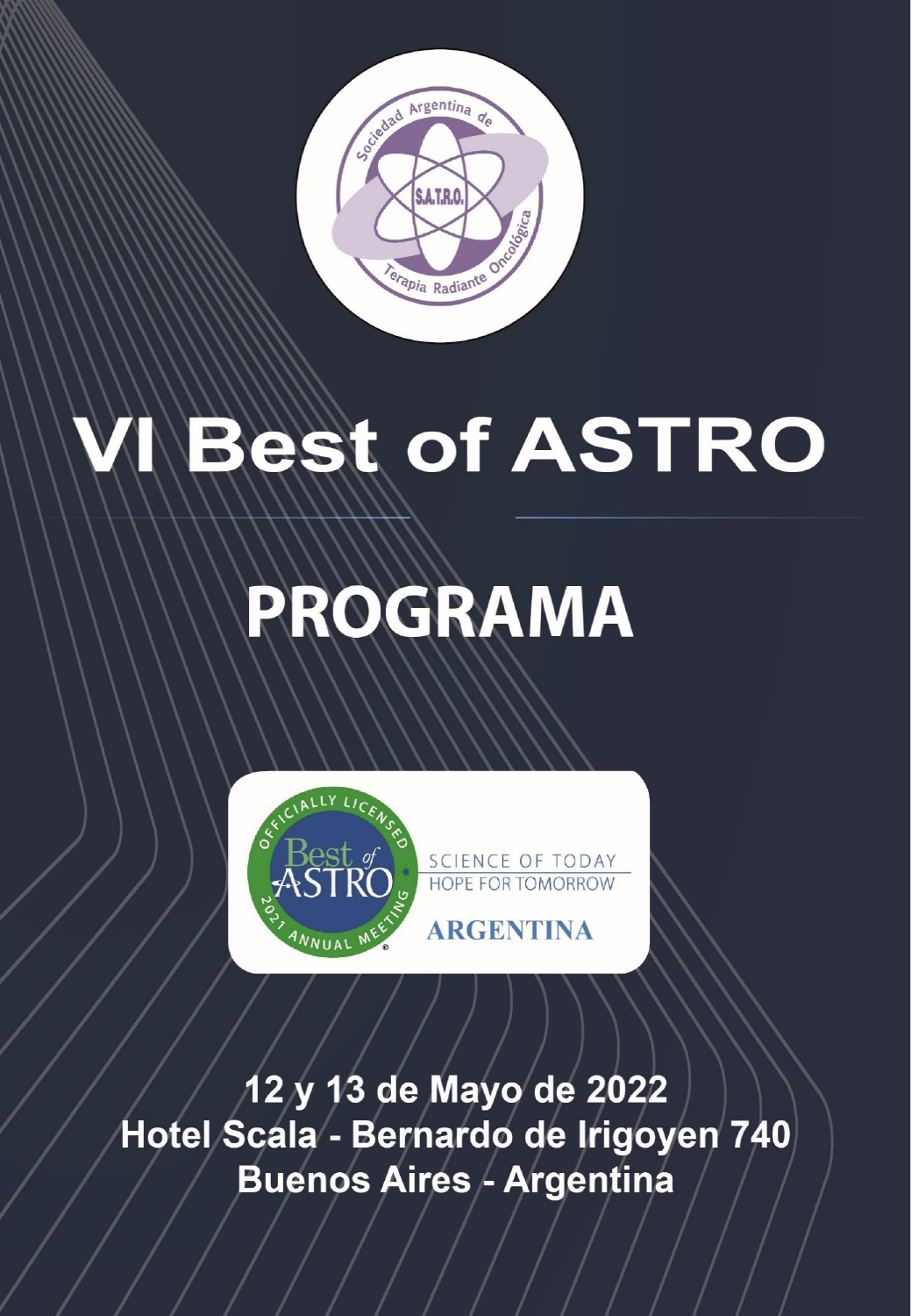Sociedad Argentina de S.A.T.R.O. Terapia Radiante Oncológica

# VI Best of ASTRO

# PROGRAMA

Officially Licensed Best of ASTRO 2021 Annual Meeting

SCIENCE OF TODAY HOPE FOR TOMORROW

ARGENTINA

**12 y 13 de Mayo de 2022**
**Hotel Scala - Bernardo de Irigoyen 740**
**Buenos Aires - Argentina**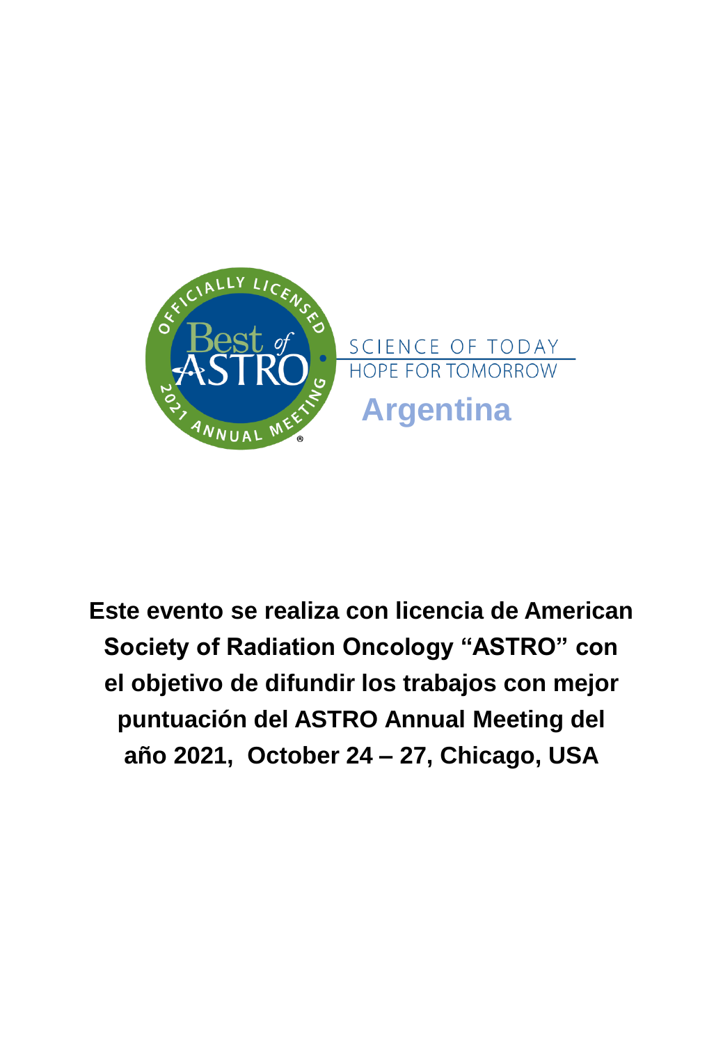OFFICIALLY LICENSED

Best of ASTRO

2021 ANNUAL MEETING

SCIENCE OF TODAY
HOPE FOR TOMORROW

**Argentina**

**Este evento se realiza con licencia de American Society of Radiation Oncology "ASTRO" con el objetivo de difundir los trabajos con mejor puntuación del ASTRO Annual Meeting del año 2021, October 24 – 27, Chicago, USA**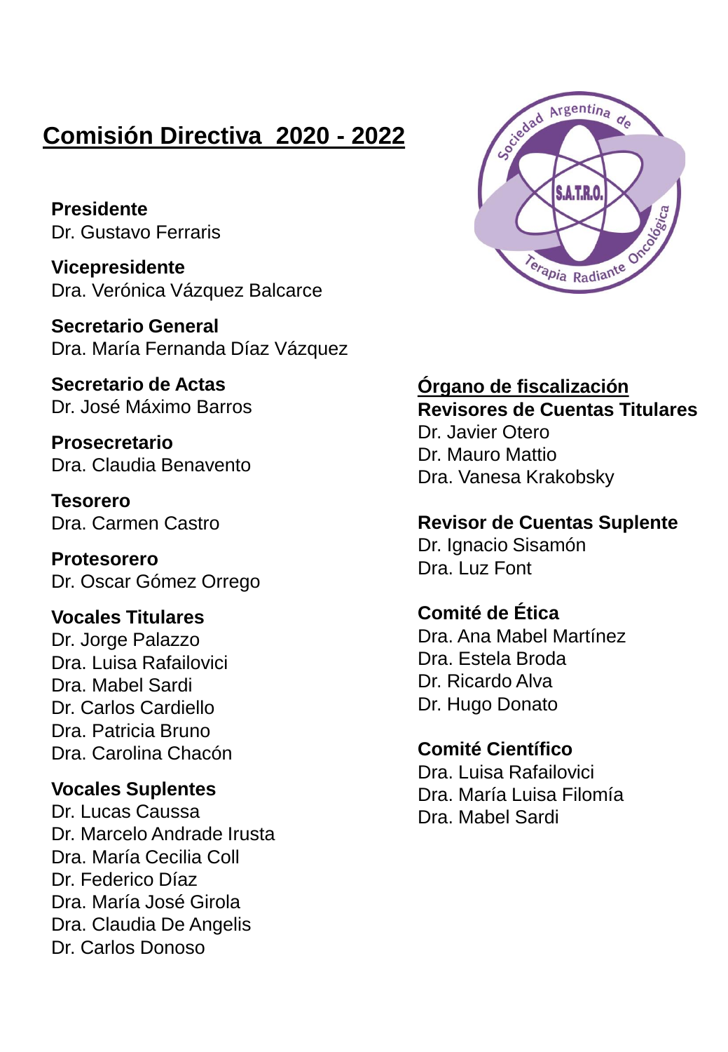# Comisión Directiva 2020 - 2022

**Presidente**
Dr. Gustavo Ferraris

**Vicepresidente**
Dra. Verónica Vázquez Balcarce

**Secretario General**
Dra. María Fernanda Díaz Vázquez

**Secretario de Actas**
Dr. José Máximo Barros

**Prosecretario**
Dra. Claudia Benavento

**Tesorero**
Dra. Carmen Castro

**Protesorero**
Dr. Oscar Gómez Orrego

**Vocales Titulares**
Dr. Jorge Palazzo
Dra. Luisa Rafailovici
Dra. Mabel Sardi
Dr. Carlos Cardiello
Dra. Patricia Bruno
Dra. Carolina Chacón

**Vocales Suplentes**
Dr. Lucas Caussa
Dr. Marcelo Andrade Irusta
Dra. María Cecilia Coll
Dr. Federico Díaz
Dra. María José Girola
Dra. Claudia De Angelis
Dr. Carlos Donoso

## Órgano de fiscalización

**Revisores de Cuentas Titulares**
Dr. Javier Otero
Dr. Mauro Mattio
Dra. Vanesa Krakobsky

**Revisor de Cuentas Suplente**
Dr. Ignacio Sisamón
Dra. Luz Font

**Comité de Ética**
Dra. Ana Mabel Martínez
Dra. Estela Broda
Dr. Ricardo Alva
Dr. Hugo Donato

**Comité Científico**
Dra. Luisa Rafailovici
Dra. María Luisa Filomía
Dra. Mabel Sardi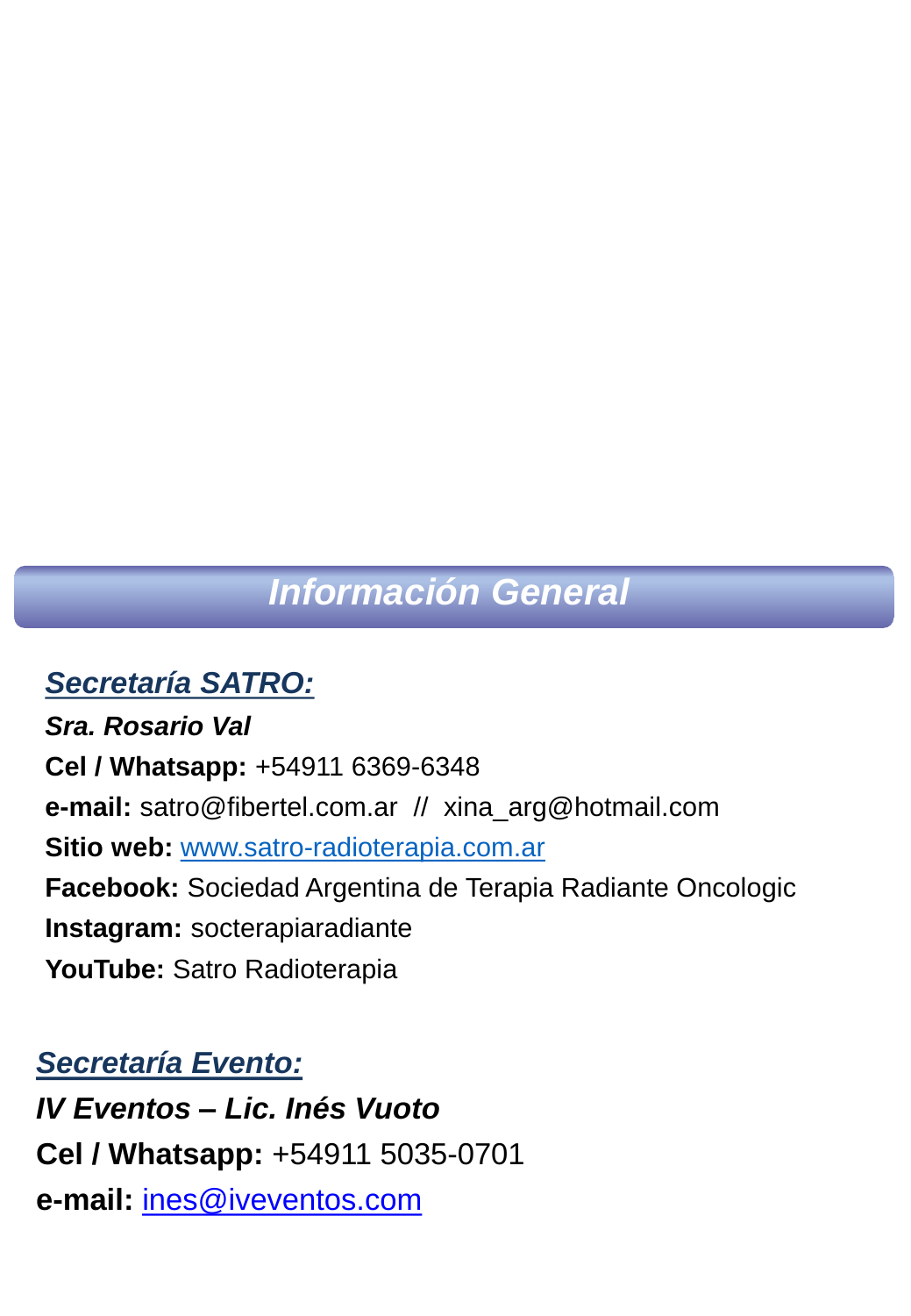## *Información General*

***Secretaría SATRO:***

***Sra. Rosario Val***

**Cel / Whatsapp:** +54911 6369-6348

**e-mail:** satro@fibertel.com.ar // xina_arg@hotmail.com

**Sitio web:** www.satro-radioterapia.com.ar

**Facebook:** Sociedad Argentina de Terapia Radiante Oncologic

**Instagram:** socterapiaradiante

**YouTube:** Satro Radioterapia

***Secretaría Evento:***

***IV Eventos – Lic. Inés Vuoto***

**Cel / Whatsapp:** +54911 5035-0701

**e-mail:** ines@iveventos.com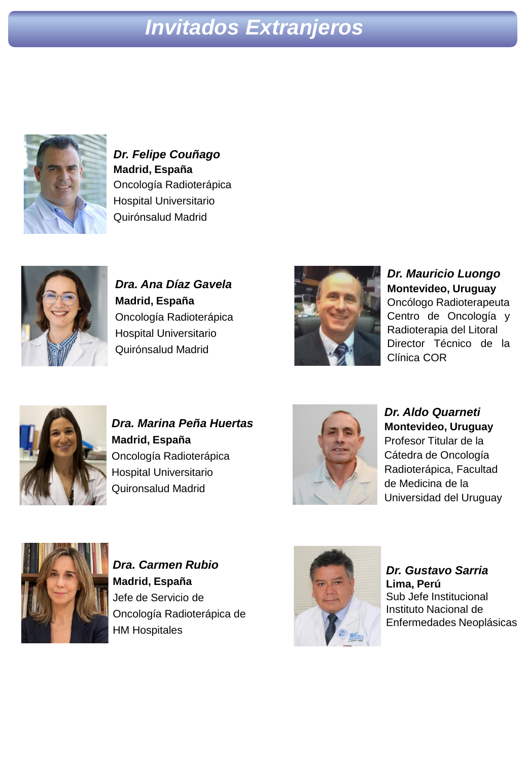# Invitados Extranjeros

***Dr. Felipe Couñago***
**Madrid, España**
Oncología Radioterápica
Hospital Universitario
Quirónsalud Madrid

***Dra. Ana Díaz Gavela***
**Madrid, España**
Oncología Radioterápica
Hospital Universitario
Quirónsalud Madrid

***Dr. Mauricio Luongo***
**Montevideo, Uruguay**
Oncólogo Radioterapeuta
Centro de Oncología y Radioterapia del Litoral
Director Técnico de la Clínica COR

***Dra. Marina Peña Huertas***
**Madrid, España**
Oncología Radioterápica
Hospital Universitario
Quironsalud Madrid

***Dr. Aldo Quarneti***
**Montevideo, Uruguay**
Profesor Titular de la Cátedra de Oncología Radioterápica, Facultad de Medicina de la Universidad del Uruguay

***Dra. Carmen Rubio***
**Madrid, España**
Jefe de Servicio de Oncología Radioterápica de HM Hospitales

***Dr. Gustavo Sarria***
**Lima, Perú**
Sub Jefe Institucional
Instituto Nacional de Enfermedades Neoplásicas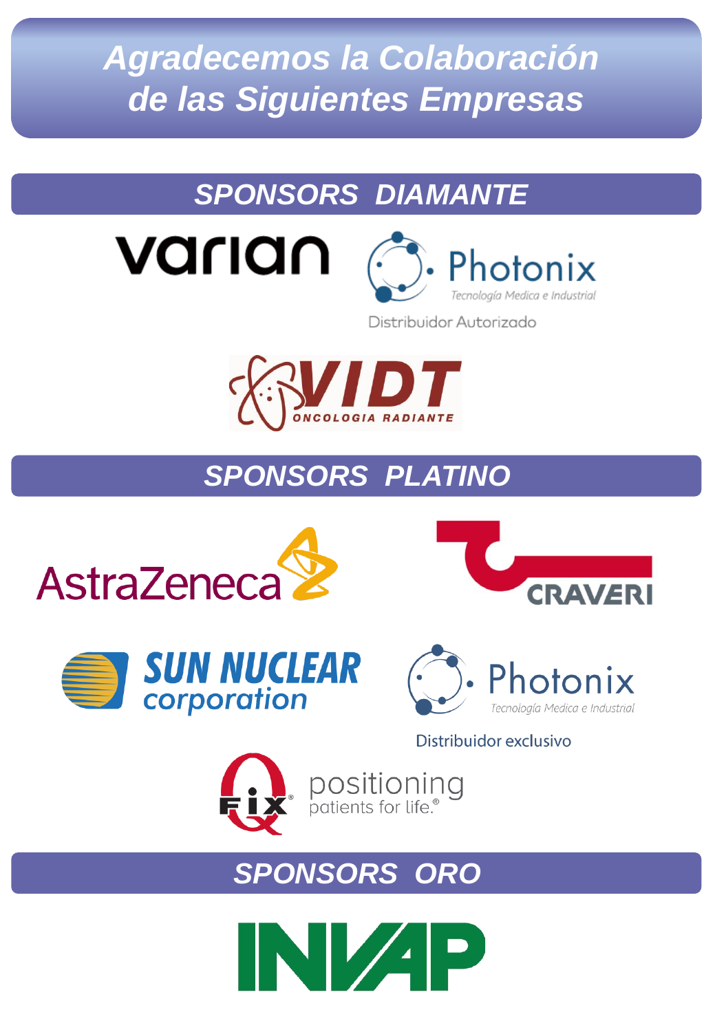# Agradecemos la Colaboración de las Siguientes Empresas

## SPONSORS DIAMANTE

varian

Photonix
Tecnología Medica e Industrial
Distribuidor Autorizado

VIDT
ONCOLOGIA RADIANTE

## SPONSORS PLATINO

AstraZeneca

CRAVERI

SUN NUCLEAR
corporation

Photonix
Tecnología Medica e Industrial
Distribuidor exclusivo

FIX
positioning
patients for life.®

## SPONSORS ORO

INVAP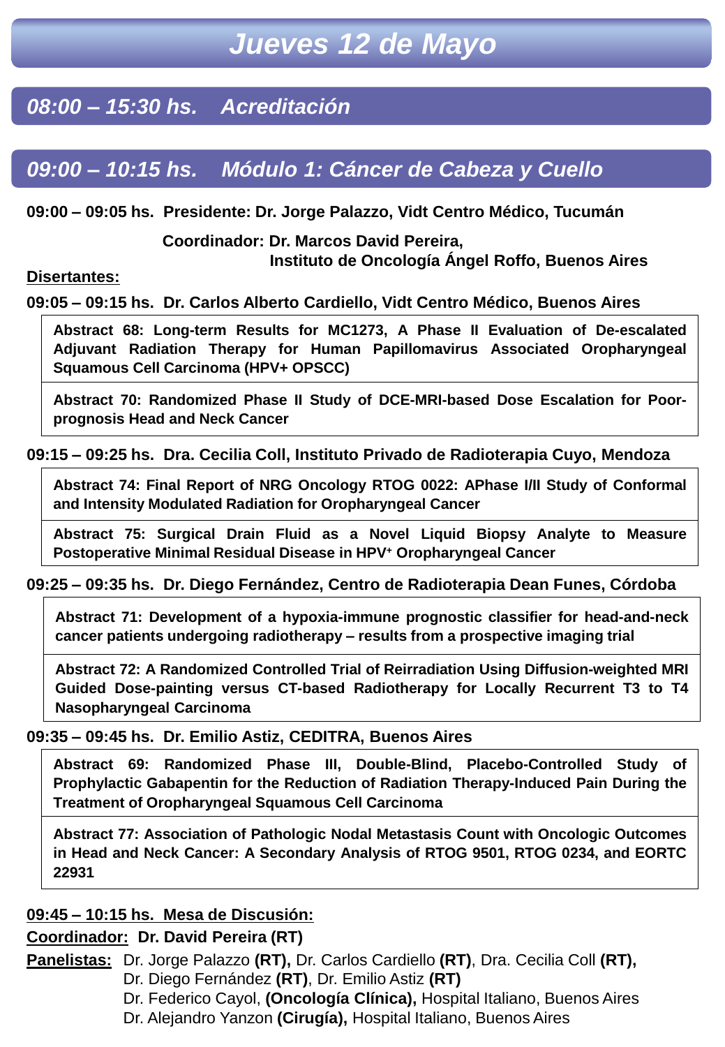# *Jueves 12 de Mayo*

## *08:00 – 15:30 hs. Acreditación*

## *09:00 – 10:15 hs. Módulo 1: Cáncer de Cabeza y Cuello*

**09:00 – 09:05 hs. Presidente: Dr. Jorge Palazzo, Vidt Centro Médico, Tucumán**

**Coordinador: Dr. Marcos David Pereira, Instituto de Oncología Ángel Roffo, Buenos Aires**

**<u>Disertantes:</u>**

**09:05 – 09:15 hs. Dr. Carlos Alberto Cardiello, Vidt Centro Médico, Buenos Aires**

**Abstract 68: Long-term Results for MC1273, A Phase II Evaluation of De-escalated Adjuvant Radiation Therapy for Human Papillomavirus Associated Oropharyngeal Squamous Cell Carcinoma (HPV+ OPSCC)**

**Abstract 70: Randomized Phase II Study of DCE-MRI-based Dose Escalation for Poor-prognosis Head and Neck Cancer**

**09:15 – 09:25 hs. Dra. Cecilia Coll, Instituto Privado de Radioterapia Cuyo, Mendoza**

**Abstract 74: Final Report of NRG Oncology RTOG 0022: APhase I/II Study of Conformal and Intensity Modulated Radiation for Oropharyngeal Cancer**

**Abstract 75: Surgical Drain Fluid as a Novel Liquid Biopsy Analyte to Measure Postoperative Minimal Residual Disease in HPV+ Oropharyngeal Cancer**

**09:25 – 09:35 hs. Dr. Diego Fernández, Centro de Radioterapia Dean Funes, Córdoba**

**Abstract 71: Development of a hypoxia-immune prognostic classifier for head-and-neck cancer patients undergoing radiotherapy – results from a prospective imaging trial**

**Abstract 72: A Randomized Controlled Trial of Reirradiation Using Diffusion-weighted MRI Guided Dose-painting versus CT-based Radiotherapy for Locally Recurrent T3 to T4 Nasopharyngeal Carcinoma**

**09:35 – 09:45 hs. Dr. Emilio Astiz, CEDITRA, Buenos Aires**

**Abstract 69: Randomized Phase III, Double-Blind, Placebo-Controlled Study of Prophylactic Gabapentin for the Reduction of Radiation Therapy-Induced Pain During the Treatment of Oropharyngeal Squamous Cell Carcinoma**

**Abstract 77: Association of Pathologic Nodal Metastasis Count with Oncologic Outcomes in Head and Neck Cancer: A Secondary Analysis of RTOG 9501, RTOG 0234, and EORTC 22931**

**<u>09:45 – 10:15 hs. Mesa de Discusión:</u>**

**<u>Coordinador:</u> Dr. David Pereira (RT)**

**<u>Panelistas:</u>** Dr. Jorge Palazzo **(RT),** Dr. Carlos Cardiello **(RT)**, Dra. Cecilia Coll **(RT),** Dr. Diego Fernández **(RT)**, Dr. Emilio Astiz **(RT)**
Dr. Federico Cayol, **(Oncología Clínica),** Hospital Italiano, Buenos Aires
Dr. Alejandro Yanzon **(Cirugía),** Hospital Italiano, Buenos Aires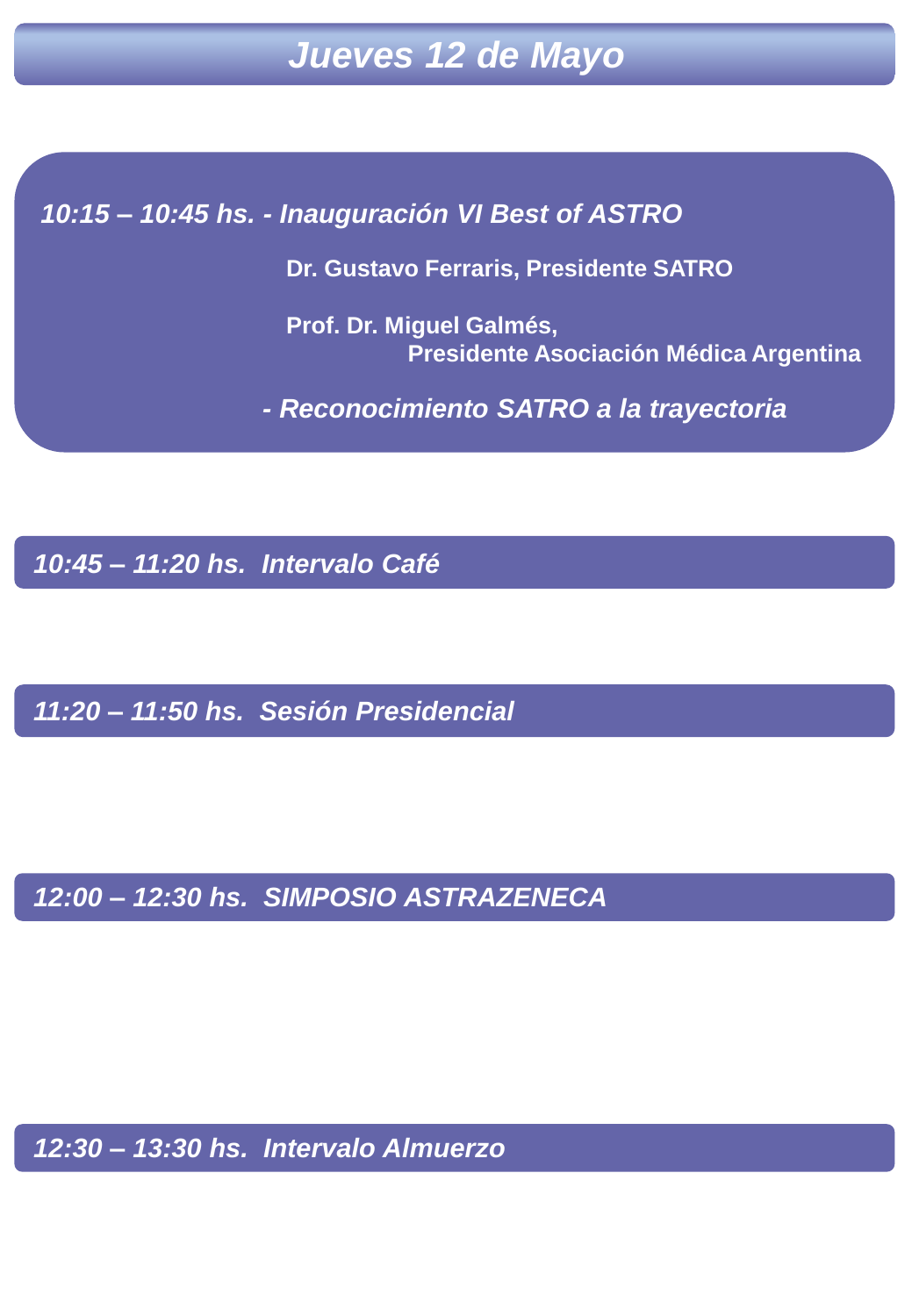# *Jueves 12 de Mayo*

***10:15 – 10:45 hs. - Inauguración VI Best of ASTRO***

**Dr. Gustavo Ferraris, Presidente SATRO**

**Prof. Dr. Miguel Galmés,
Presidente Asociación Médica Argentina**

***- Reconocimiento SATRO a la trayectoria***

***10:45 – 11:20 hs. Intervalo Café***

***11:20 – 11:50 hs. Sesión Presidencial***

***12:00 – 12:30 hs. SIMPOSIO ASTRAZENECA***

***12:30 – 13:30 hs. Intervalo Almuerzo***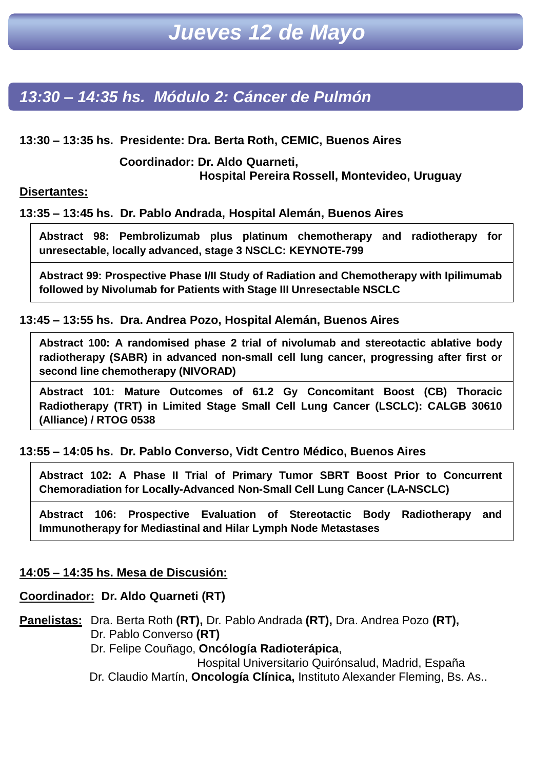# Jueves 12 de Mayo

## 13:30 – 14:35 hs. Módulo 2: Cáncer de Pulmón

**13:30 – 13:35 hs. Presidente: Dra. Berta Roth, CEMIC, Buenos Aires**

**Coordinador: Dr. Aldo Quarneti,**
**Hospital Pereira Rossell, Montevideo, Uruguay**

**Disertantes:**

**13:35 – 13:45 hs. Dr. Pablo Andrada, Hospital Alemán, Buenos Aires**

**Abstract 98: Pembrolizumab plus platinum chemotherapy and radiotherapy for unresectable, locally advanced, stage 3 NSCLC: KEYNOTE-799**

**Abstract 99: Prospective Phase I/II Study of Radiation and Chemotherapy with Ipilimumab followed by Nivolumab for Patients with Stage III Unresectable NSCLC**

**13:45 – 13:55 hs. Dra. Andrea Pozo, Hospital Alemán, Buenos Aires**

**Abstract 100: A randomised phase 2 trial of nivolumab and stereotactic ablative body radiotherapy (SABR) in advanced non-small cell lung cancer, progressing after first or second line chemotherapy (NIVORAD)**

**Abstract 101: Mature Outcomes of 61.2 Gy Concomitant Boost (CB) Thoracic Radiotherapy (TRT) in Limited Stage Small Cell Lung Cancer (LSCLC): CALGB 30610 (Alliance) / RTOG 0538**

**13:55 – 14:05 hs. Dr. Pablo Converso, Vidt Centro Médico, Buenos Aires**

**Abstract 102: A Phase II Trial of Primary Tumor SBRT Boost Prior to Concurrent Chemoradiation for Locally-Advanced Non-Small Cell Lung Cancer (LA-NSCLC)**

**Abstract 106: Prospective Evaluation of Stereotactic Body Radiotherapy and Immunotherapy for Mediastinal and Hilar Lymph Node Metastases**

**14:05 – 14:35 hs. Mesa de Discusión:**

**Coordinador: Dr. Aldo Quarneti (RT)**

**Panelistas:** Dra. Berta Roth **(RT),** Dr. Pablo Andrada **(RT),** Dra. Andrea Pozo **(RT),**
Dr. Pablo Converso **(RT)**
Dr. Felipe Couñago, **Oncólogía Radioterápica**,
Hospital Universitario Quirónsalud, Madrid, España
Dr. Claudio Martín, **Oncología Clínica,** Instituto Alexander Fleming, Bs. As..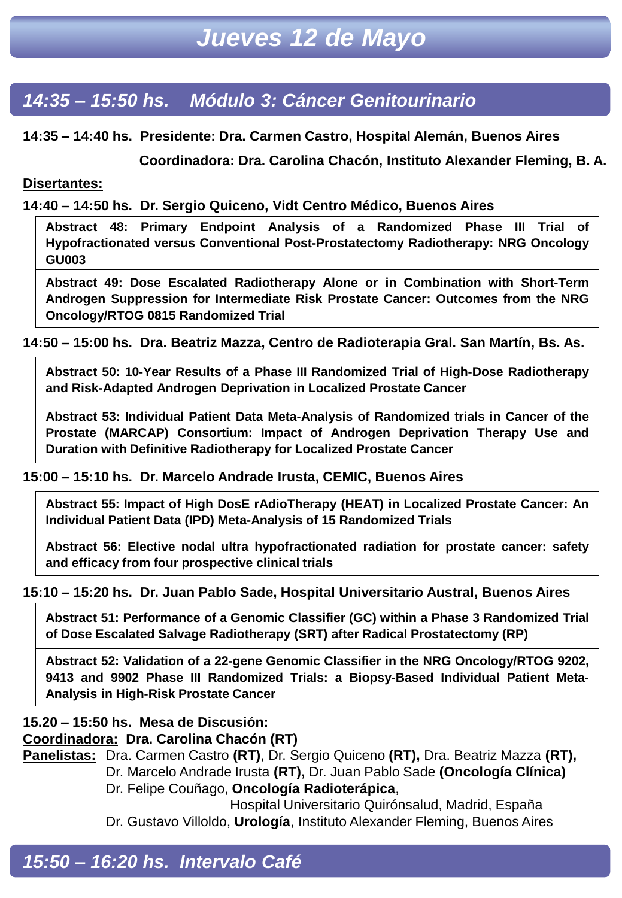# *Jueves 12 de Mayo*

## *14:35 – 15:50 hs. Módulo 3: Cáncer Genitourinario*

**14:35 – 14:40 hs. Presidente: Dra. Carmen Castro, Hospital Alemán, Buenos Aires**

**Coordinadora: Dra. Carolina Chacón, Instituto Alexander Fleming, B. A.**

**Disertantes:**

**14:40 – 14:50 hs. Dr. Sergio Quiceno, Vidt Centro Médico, Buenos Aires**

**Abstract 48: Primary Endpoint Analysis of a Randomized Phase III Trial of Hypofractionated versus Conventional Post-Prostatectomy Radiotherapy: NRG Oncology GU003**

**Abstract 49: Dose Escalated Radiotherapy Alone or in Combination with Short-Term Androgen Suppression for Intermediate Risk Prostate Cancer: Outcomes from the NRG Oncology/RTOG 0815 Randomized Trial**

**14:50 – 15:00 hs. Dra. Beatriz Mazza, Centro de Radioterapia Gral. San Martín, Bs. As.**

**Abstract 50: 10-Year Results of a Phase III Randomized Trial of High-Dose Radiotherapy and Risk-Adapted Androgen Deprivation in Localized Prostate Cancer**

**Abstract 53: Individual Patient Data Meta-Analysis of Randomized trials in Cancer of the Prostate (MARCAP) Consortium: Impact of Androgen Deprivation Therapy Use and Duration with Definitive Radiotherapy for Localized Prostate Cancer**

**15:00 – 15:10 hs. Dr. Marcelo Andrade Irusta, CEMIC, Buenos Aires**

**Abstract 55: Impact of High DosE rAdioTherapy (HEAT) in Localized Prostate Cancer: An Individual Patient Data (IPD) Meta-Analysis of 15 Randomized Trials**

**Abstract 56: Elective nodal ultra hypofractionated radiation for prostate cancer: safety and efficacy from four prospective clinical trials**

**15:10 – 15:20 hs. Dr. Juan Pablo Sade, Hospital Universitario Austral, Buenos Aires**

**Abstract 51: Performance of a Genomic Classifier (GC) within a Phase 3 Randomized Trial of Dose Escalated Salvage Radiotherapy (SRT) after Radical Prostatectomy (RP)**

**Abstract 52: Validation of a 22-gene Genomic Classifier in the NRG Oncology/RTOG 9202, 9413 and 9902 Phase III Randomized Trials: a Biopsy-Based Individual Patient Meta-Analysis in High-Risk Prostate Cancer**

**15.20 – 15:50 hs. Mesa de Discusión:**

**Coordinadora: Dra. Carolina Chacón (RT)**

**Panelistas:** Dra. Carmen Castro **(RT)**, Dr. Sergio Quiceno **(RT),** Dra. Beatriz Mazza **(RT),** Dr. Marcelo Andrade Irusta **(RT),** Dr. Juan Pablo Sade **(Oncología Clínica)**
Dr. Felipe Couñago, **Oncología Radioterápica**, Hospital Universitario Quirónsalud, Madrid, España
Dr. Gustavo Villoldo, **Urología**, Instituto Alexander Fleming, Buenos Aires

## *15:50 – 16:20 hs. Intervalo Café*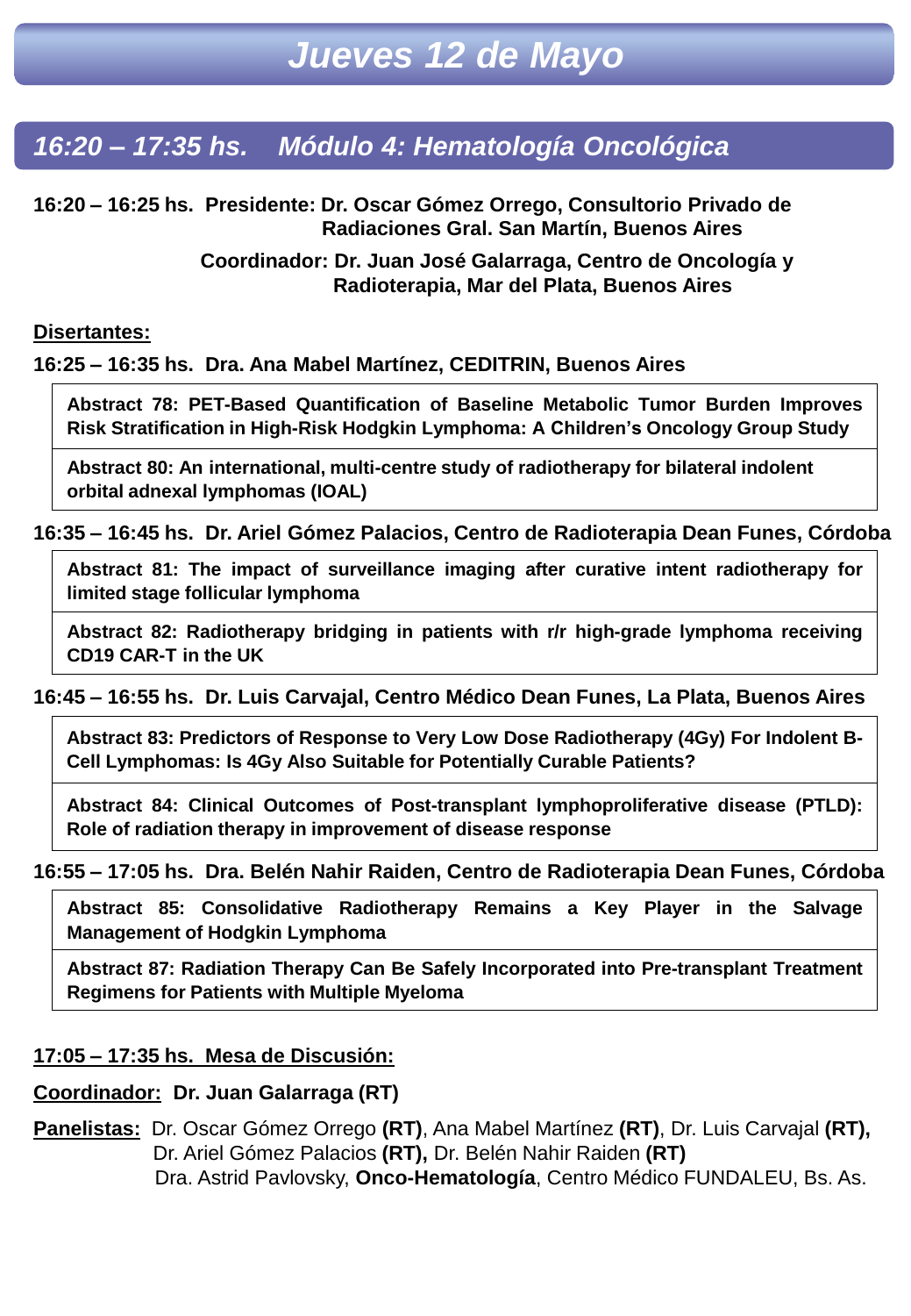# Jueves 12 de Mayo

## 16:20 – 17:35 hs. Módulo 4: Hematología Oncológica

**16:20 – 16:25 hs. Presidente: Dr. Oscar Gómez Orrego, Consultorio Privado de Radiaciones Gral. San Martín, Buenos Aires**

**Coordinador: Dr. Juan José Galarraga, Centro de Oncología y Radioterapia, Mar del Plata, Buenos Aires**

**Disertantes:**

**16:25 – 16:35 hs. Dra. Ana Mabel Martínez, CEDITRIN, Buenos Aires**

- **Abstract 78: PET-Based Quantification of Baseline Metabolic Tumor Burden Improves Risk Stratification in High-Risk Hodgkin Lymphoma: A Children's Oncology Group Study**
- **Abstract 80: An international, multi-centre study of radiotherapy for bilateral indolent orbital adnexal lymphomas (IOAL)**

**16:35 – 16:45 hs. Dr. Ariel Gómez Palacios, Centro de Radioterapia Dean Funes, Córdoba**

- **Abstract 81: The impact of surveillance imaging after curative intent radiotherapy for limited stage follicular lymphoma**
- **Abstract 82: Radiotherapy bridging in patients with r/r high-grade lymphoma receiving CD19 CAR-T in the UK**

**16:45 – 16:55 hs. Dr. Luis Carvajal, Centro Médico Dean Funes, La Plata, Buenos Aires**

- **Abstract 83: Predictors of Response to Very Low Dose Radiotherapy (4Gy) For Indolent B-Cell Lymphomas: Is 4Gy Also Suitable for Potentially Curable Patients?**
- **Abstract 84: Clinical Outcomes of Post-transplant lymphoproliferative disease (PTLD): Role of radiation therapy in improvement of disease response**

**16:55 – 17:05 hs. Dra. Belén Nahir Raiden, Centro de Radioterapia Dean Funes, Córdoba**

- **Abstract 85: Consolidative Radiotherapy Remains a Key Player in the Salvage Management of Hodgkin Lymphoma**
- **Abstract 87: Radiation Therapy Can Be Safely Incorporated into Pre-transplant Treatment Regimens for Patients with Multiple Myeloma**

**17:05 – 17:35 hs. Mesa de Discusión:**

**Coordinador: Dr. Juan Galarraga (RT)**

**Panelistas:** Dr. Oscar Gómez Orrego **(RT)**, Ana Mabel Martínez **(RT)**, Dr. Luis Carvajal **(RT),** Dr. Ariel Gómez Palacios **(RT),** Dr. Belén Nahir Raiden **(RT)**
Dra. Astrid Pavlovsky, **Onco-Hematología**, Centro Médico FUNDALEU, Bs. As.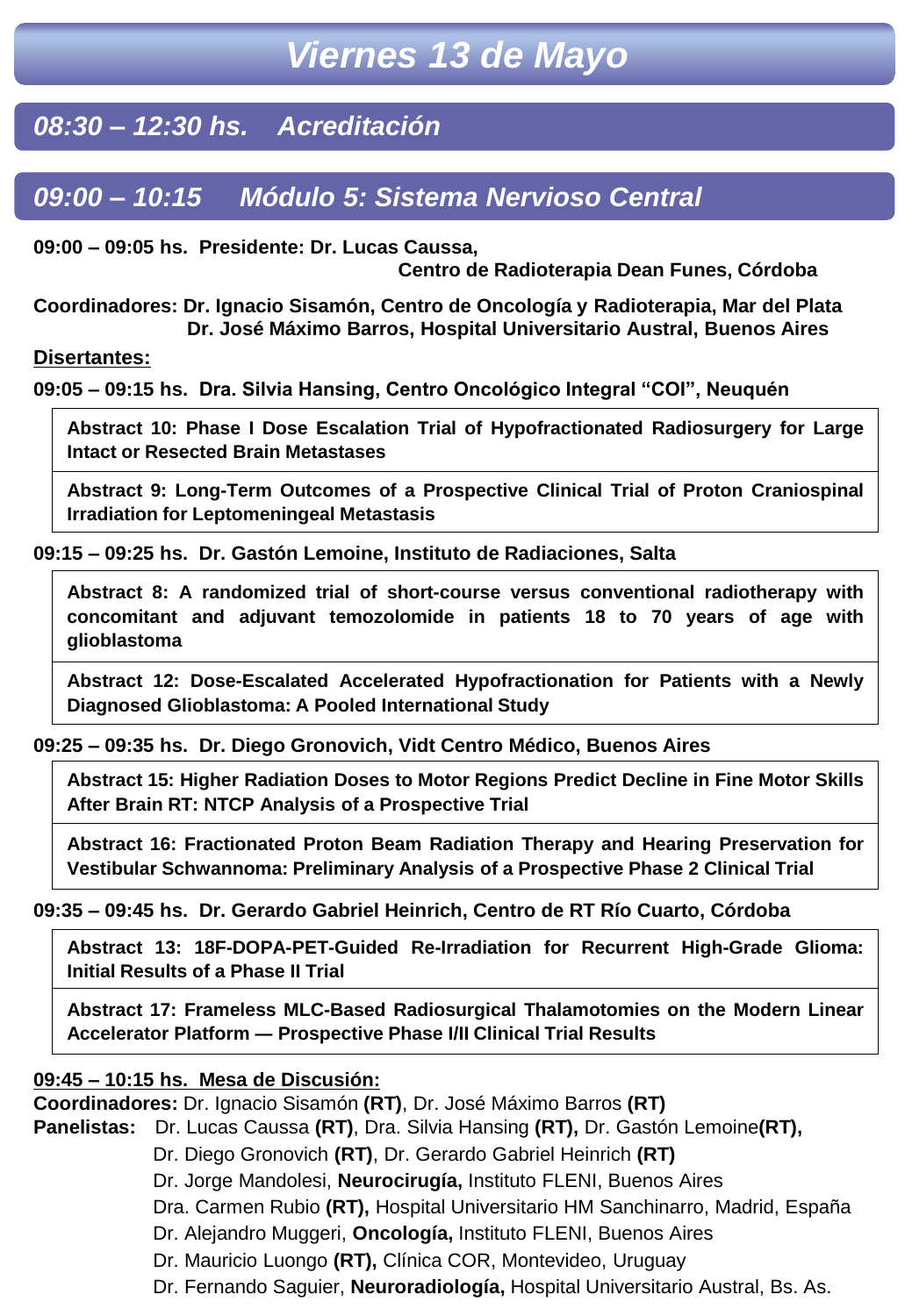# *Viernes 13 de Mayo*

## *08:30 – 12:30 hs. Acreditación*

## *09:00 – 10:15 Módulo 5: Sistema Nervioso Central*

**09:00 – 09:05 hs. Presidente: Dr. Lucas Caussa,**
**Centro de Radioterapia Dean Funes, Córdoba**

**Coordinadores: Dr. Ignacio Sisamón, Centro de Oncología y Radioterapia, Mar del Plata**
**Dr. José Máximo Barros, Hospital Universitario Austral, Buenos Aires**

**<u>Disertantes:</u>**

**09:05 – 09:15 hs. Dra. Silvia Hansing, Centro Oncológico Integral "COI", Neuquén**

- **Abstract 10: Phase I Dose Escalation Trial of Hypofractionated Radiosurgery for Large Intact or Resected Brain Metastases**
- **Abstract 9: Long-Term Outcomes of a Prospective Clinical Trial of Proton Craniospinal Irradiation for Leptomeningeal Metastasis**

**09:15 – 09:25 hs. Dr. Gastón Lemoine, Instituto de Radiaciones, Salta**

- **Abstract 8: A randomized trial of short-course versus conventional radiotherapy with concomitant and adjuvant temozolomide in patients 18 to 70 years of age with glioblastoma**
- **Abstract 12: Dose-Escalated Accelerated Hypofractionation for Patients with a Newly Diagnosed Glioblastoma: A Pooled International Study**

**09:25 – 09:35 hs. Dr. Diego Gronovich, Vidt Centro Médico, Buenos Aires**

- **Abstract 15: Higher Radiation Doses to Motor Regions Predict Decline in Fine Motor Skills After Brain RT: NTCP Analysis of a Prospective Trial**
- **Abstract 16: Fractionated Proton Beam Radiation Therapy and Hearing Preservation for Vestibular Schwannoma: Preliminary Analysis of a Prospective Phase 2 Clinical Trial**

**09:35 – 09:45 hs. Dr. Gerardo Gabriel Heinrich, Centro de RT Río Cuarto, Córdoba**

- **Abstract 13: 18F-DOPA-PET-Guided Re-Irradiation for Recurrent High-Grade Glioma: Initial Results of a Phase II Trial**
- **Abstract 17: Frameless MLC-Based Radiosurgical Thalamotomies on the Modern Linear Accelerator Platform — Prospective Phase I/II Clinical Trial Results**

**<u>09:45 – 10:15 hs. Mesa de Discusión:</u>**

**Coordinadores:** Dr. Ignacio Sisamón **(RT)**, Dr. José Máximo Barros **(RT)**

**Panelistas:** Dr. Lucas Caussa **(RT)**, Dra. Silvia Hansing **(RT),** Dr. Gastón Lemoine**(RT),**
Dr. Diego Gronovich **(RT)**, Dr. Gerardo Gabriel Heinrich **(RT)**
Dr. Jorge Mandolesi, **Neurocirugía,** Instituto FLENI, Buenos Aires
Dra. Carmen Rubio **(RT),** Hospital Universitario HM Sanchinarro, Madrid, España
Dr. Alejandro Muggeri, **Oncología,** Instituto FLENI, Buenos Aires
Dr. Mauricio Luongo **(RT),** Clínica COR, Montevideo, Uruguay
Dr. Fernando Saguier, **Neuroradiología,** Hospital Universitario Austral, Bs. As.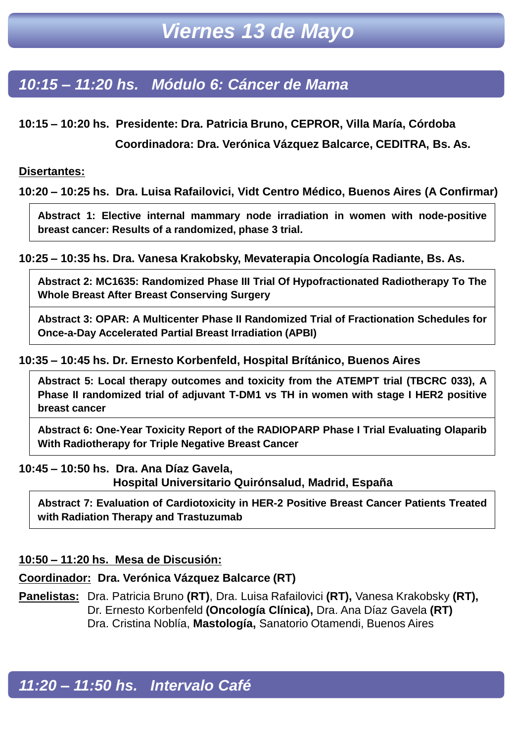# *Viernes 13 de Mayo*

## *10:15 – 11:20 hs. Módulo 6: Cáncer de Mama*

**10:15 – 10:20 hs. Presidente: Dra. Patricia Bruno, CEPROR, Villa María, Córdoba**

**Coordinadora: Dra. Verónica Vázquez Balcarce, CEDITRA, Bs. As.**

**Disertantes:**

**10:20 – 10:25 hs. Dra. Luisa Rafailovici, Vidt Centro Médico, Buenos Aires (A Confirmar)**

> **Abstract 1: Elective internal mammary node irradiation in women with node-positive breast cancer: Results of a randomized, phase 3 trial.**

**10:25 – 10:35 hs. Dra. Vanesa Krakobsky, Mevaterapia Oncología Radiante, Bs. As.**

> **Abstract 2: MC1635: Randomized Phase III Trial Of Hypofractionated Radiotherapy To The Whole Breast After Breast Conserving Surgery**

> **Abstract 3: OPAR: A Multicenter Phase II Randomized Trial of Fractionation Schedules for Once-a-Day Accelerated Partial Breast Irradiation (APBI)**

**10:35 – 10:45 hs. Dr. Ernesto Korbenfeld, Hospital Brítánico, Buenos Aires**

> **Abstract 5: Local therapy outcomes and toxicity from the ATEMPT trial (TBCRC 033), A Phase II randomized trial of adjuvant T-DM1 vs TH in women with stage I HER2 positive breast cancer**

> **Abstract 6: One-Year Toxicity Report of the RADIOPARP Phase I Trial Evaluating Olaparib With Radiotherapy for Triple Negative Breast Cancer**

**10:45 – 10:50 hs. Dra. Ana Díaz Gavela,**
**Hospital Universitario Quirónsalud, Madrid, España**

> **Abstract 7: Evaluation of Cardiotoxicity in HER-2 Positive Breast Cancer Patients Treated with Radiation Therapy and Trastuzumab**

**10:50 – 11:20 hs. Mesa de Discusión:**

**Coordinador: Dra. Verónica Vázquez Balcarce (RT)**

**Panelistas:** Dra. Patricia Bruno **(RT)**, Dra. Luisa Rafailovici **(RT),** Vanesa Krakobsky **(RT),** Dr. Ernesto Korbenfeld **(Oncología Clínica),** Dra. Ana Díaz Gavela **(RT)**
Dra. Cristina Noblía, **Mastología,** Sanatorio Otamendi, Buenos Aires

## *11:20 – 11:50 hs. Intervalo Café*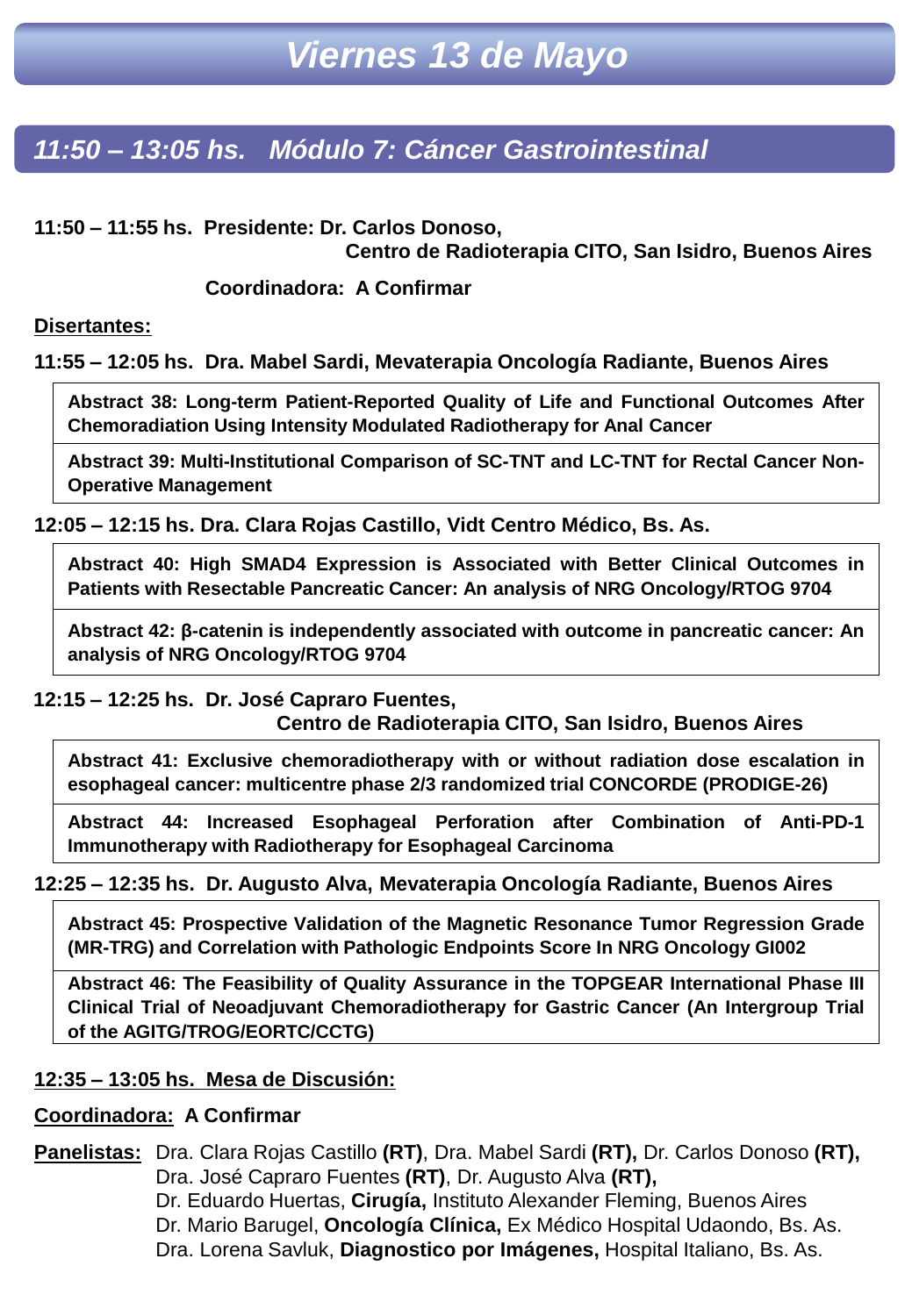# Viernes 13 de Mayo

## *11:50 – 13:05 hs. Módulo 7: Cáncer Gastrointestinal*

**11:50 – 11:55 hs. Presidente: Dr. Carlos Donoso,**
**Centro de Radioterapia CITO, San Isidro, Buenos Aires**

**Coordinadora: A Confirmar**

**Disertantes:**

**11:55 – 12:05 hs. Dra. Mabel Sardi, Mevaterapia Oncología Radiante, Buenos Aires**

**Abstract 38: Long-term Patient-Reported Quality of Life and Functional Outcomes After Chemoradiation Using Intensity Modulated Radiotherapy for Anal Cancer**

**Abstract 39: Multi-Institutional Comparison of SC-TNT and LC-TNT for Rectal Cancer Non-Operative Management**

**12:05 – 12:15 hs. Dra. Clara Rojas Castillo, Vidt Centro Médico, Bs. As.**

**Abstract 40: High SMAD4 Expression is Associated with Better Clinical Outcomes in Patients with Resectable Pancreatic Cancer: An analysis of NRG Oncology/RTOG 9704**

**Abstract 42: β-catenin is independently associated with outcome in pancreatic cancer: An analysis of NRG Oncology/RTOG 9704**

**12:15 – 12:25 hs. Dr. José Capraro Fuentes,**
**Centro de Radioterapia CITO, San Isidro, Buenos Aires**

**Abstract 41: Exclusive chemoradiotherapy with or without radiation dose escalation in esophageal cancer: multicentre phase 2/3 randomized trial CONCORDE (PRODIGE-26)**

**Abstract 44: Increased Esophageal Perforation after Combination of Anti-PD-1 Immunotherapy with Radiotherapy for Esophageal Carcinoma**

**12:25 – 12:35 hs. Dr. Augusto Alva, Mevaterapia Oncología Radiante, Buenos Aires**

**Abstract 45: Prospective Validation of the Magnetic Resonance Tumor Regression Grade (MR-TRG) and Correlation with Pathologic Endpoints Score In NRG Oncology GI002**

**Abstract 46: The Feasibility of Quality Assurance in the TOPGEAR International Phase III Clinical Trial of Neoadjuvant Chemoradiotherapy for Gastric Cancer (An Intergroup Trial of the AGITG/TROG/EORTC/CCTG)**

**12:35 – 13:05 hs. Mesa de Discusión:**

**Coordinadora: A Confirmar**

**Panelistas:** Dra. Clara Rojas Castillo **(RT)**, Dra. Mabel Sardi **(RT),** Dr. Carlos Donoso **(RT),**
Dra. José Capraro Fuentes **(RT)**, Dr. Augusto Alva **(RT),**
Dr. Eduardo Huertas, **Cirugía,** Instituto Alexander Fleming, Buenos Aires
Dr. Mario Barugel, **Oncología Clínica,** Ex Médico Hospital Udaondo, Bs. As.
Dra. Lorena Savluk, **Diagnostico por Imágenes,** Hospital Italiano, Bs. As.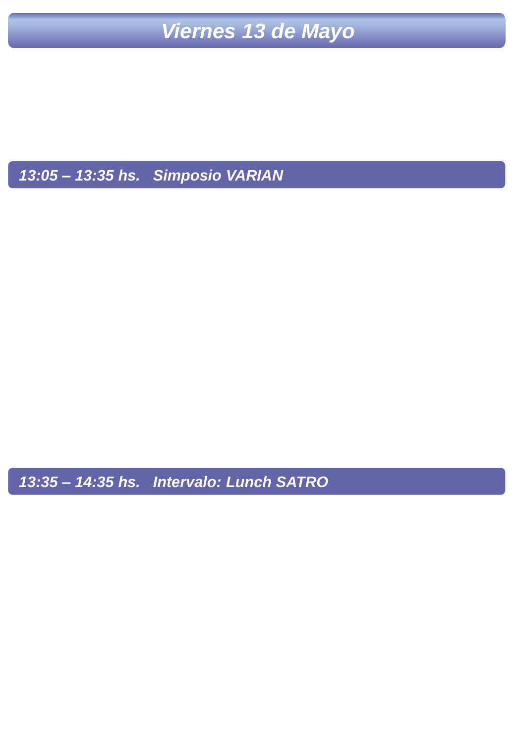# *Viernes 13 de Mayo*

## *13:05 – 13:35 hs.   Simposio VARIAN*

## *13:35 – 14:35 hs.   Intervalo: Lunch SATRO*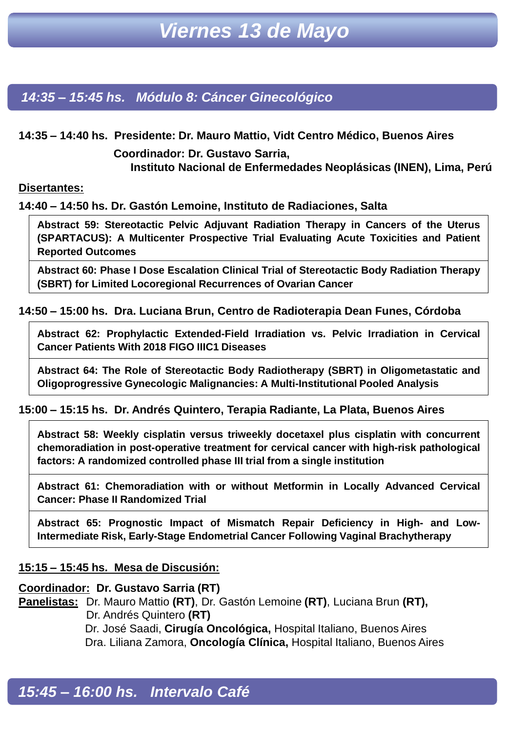# *Viernes 13 de Mayo*

## *14:35 – 15:45 hs. Módulo 8: Cáncer Ginecológico*

**14:35 – 14:40 hs. Presidente: Dr. Mauro Mattio, Vidt Centro Médico, Buenos Aires**

**Coordinador: Dr. Gustavo Sarria,**
**Instituto Nacional de Enfermedades Neoplásicas (INEN), Lima, Perú**

**<u>Disertantes:</u>**

**14:40 – 14:50 hs. Dr. Gastón Lemoine, Instituto de Radiaciones, Salta**

**Abstract 59: Stereotactic Pelvic Adjuvant Radiation Therapy in Cancers of the Uterus (SPARTACUS): A Multicenter Prospective Trial Evaluating Acute Toxicities and Patient Reported Outcomes**

**Abstract 60: Phase I Dose Escalation Clinical Trial of Stereotactic Body Radiation Therapy (SBRT) for Limited Locoregional Recurrences of Ovarian Cancer**

**14:50 – 15:00 hs. Dra. Luciana Brun, Centro de Radioterapia Dean Funes, Córdoba**

**Abstract 62: Prophylactic Extended-Field Irradiation vs. Pelvic Irradiation in Cervical Cancer Patients With 2018 FIGO IIIC1 Diseases**

**Abstract 64: The Role of Stereotactic Body Radiotherapy (SBRT) in Oligometastatic and Oligoprogressive Gynecologic Malignancies: A Multi-Institutional Pooled Analysis**

**15:00 – 15:15 hs. Dr. Andrés Quintero, Terapia Radiante, La Plata, Buenos Aires**

**Abstract 58: Weekly cisplatin versus triweekly docetaxel plus cisplatin with concurrent chemoradiation in post-operative treatment for cervical cancer with high-risk pathological factors: A randomized controlled phase III trial from a single institution**

**Abstract 61: Chemoradiation with or without Metformin in Locally Advanced Cervical Cancer: Phase II Randomized Trial**

**Abstract 65: Prognostic Impact of Mismatch Repair Deficiency in High- and Low-Intermediate Risk, Early-Stage Endometrial Cancer Following Vaginal Brachytherapy**

**<u>15:15 – 15:45 hs. Mesa de Discusión:</u>**

**<u>Coordinador:</u> Dr. Gustavo Sarria (RT)**
**<u>Panelistas:</u>** Dr. Mauro Mattio **(RT)**, Dr. Gastón Lemoine **(RT)**, Luciana Brun **(RT),**
Dr. Andrés Quintero **(RT)**
Dr. José Saadi, **Cirugía Oncológica,** Hospital Italiano, Buenos Aires
Dra. Liliana Zamora, **Oncología Clínica,** Hospital Italiano, Buenos Aires

## *15:45 – 16:00 hs. Intervalo Café*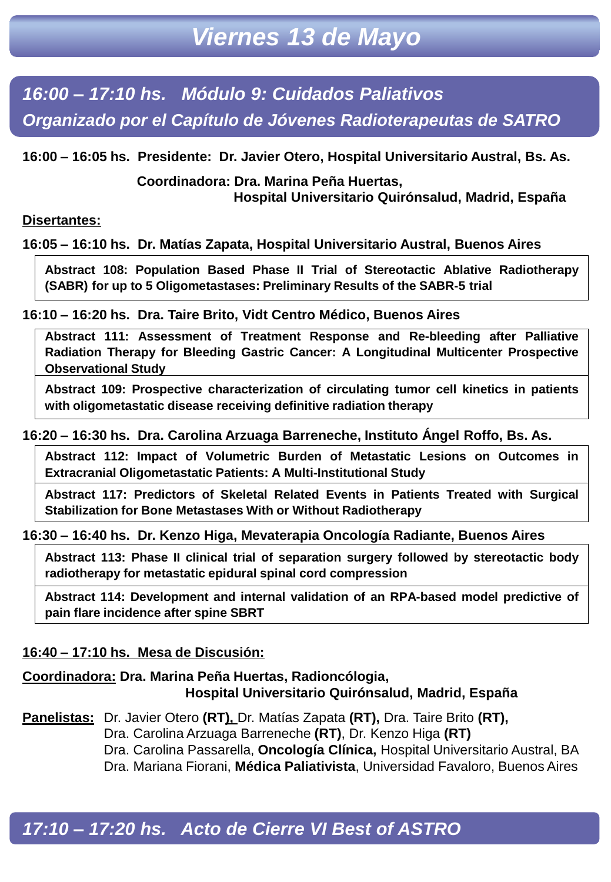# *Viernes 13 de Mayo*

## *16:00 – 17:10 hs. Módulo 9: Cuidados Paliativos*
## *Organizado por el Capítulo de Jóvenes Radioterapeutas de SATRO*

**16:00 – 16:05 hs. Presidente: Dr. Javier Otero, Hospital Universitario Austral, Bs. As.**

**Coordinadora: Dra. Marina Peña Huertas, Hospital Universitario Quirónsalud, Madrid, España**

**Disertantes:**

**16:05 – 16:10 hs. Dr. Matías Zapata, Hospital Universitario Austral, Buenos Aires**

**Abstract 108: Population Based Phase II Trial of Stereotactic Ablative Radiotherapy (SABR) for up to 5 Oligometastases: Preliminary Results of the SABR-5 trial**

**16:10 – 16:20 hs. Dra. Taire Brito, Vidt Centro Médico, Buenos Aires**

**Abstract 111: Assessment of Treatment Response and Re-bleeding after Palliative Radiation Therapy for Bleeding Gastric Cancer: A Longitudinal Multicenter Prospective Observational Study**

**Abstract 109: Prospective characterization of circulating tumor cell kinetics in patients with oligometastatic disease receiving definitive radiation therapy**

**16:20 – 16:30 hs. Dra. Carolina Arzuaga Barreneche, Instituto Ángel Roffo, Bs. As.**

**Abstract 112: Impact of Volumetric Burden of Metastatic Lesions on Outcomes in Extracranial Oligometastatic Patients: A Multi-Institutional Study**

**Abstract 117: Predictors of Skeletal Related Events in Patients Treated with Surgical Stabilization for Bone Metastases With or Without Radiotherapy**

**16:30 – 16:40 hs. Dr. Kenzo Higa, Mevaterapia Oncología Radiante, Buenos Aires**

**Abstract 113: Phase II clinical trial of separation surgery followed by stereotactic body radiotherapy for metastatic epidural spinal cord compression**

**Abstract 114: Development and internal validation of an RPA-based model predictive of pain flare incidence after spine SBRT**

**16:40 – 17:10 hs. Mesa de Discusión:**

**Coordinadora: Dra. Marina Peña Huertas, Radioncólogia, Hospital Universitario Quirónsalud, Madrid, España**

**Panelistas:** Dr. Javier Otero **(RT),** Dr. Matías Zapata **(RT),** Dra. Taire Brito **(RT),**
Dra. Carolina Arzuaga Barreneche **(RT)**, Dr. Kenzo Higa **(RT)**
Dra. Carolina Passarella, **Oncología Clínica,** Hospital Universitario Austral, BA
Dra. Mariana Fiorani, **Médica Paliativista**, Universidad Favaloro, Buenos Aires

## *17:10 – 17:20 hs. Acto de Cierre VI Best of ASTRO*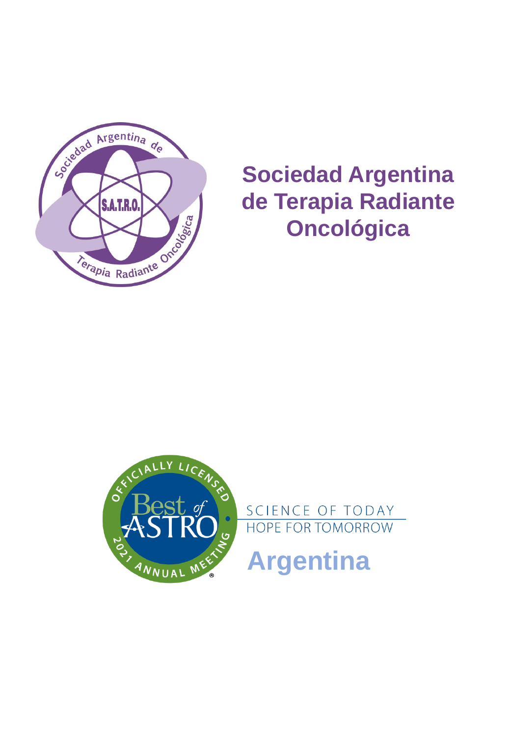Sociedad Argentina
de Terapia Radiante
Oncológica

SCIENCE OF TODAY
HOPE FOR TOMORROW

Argentina